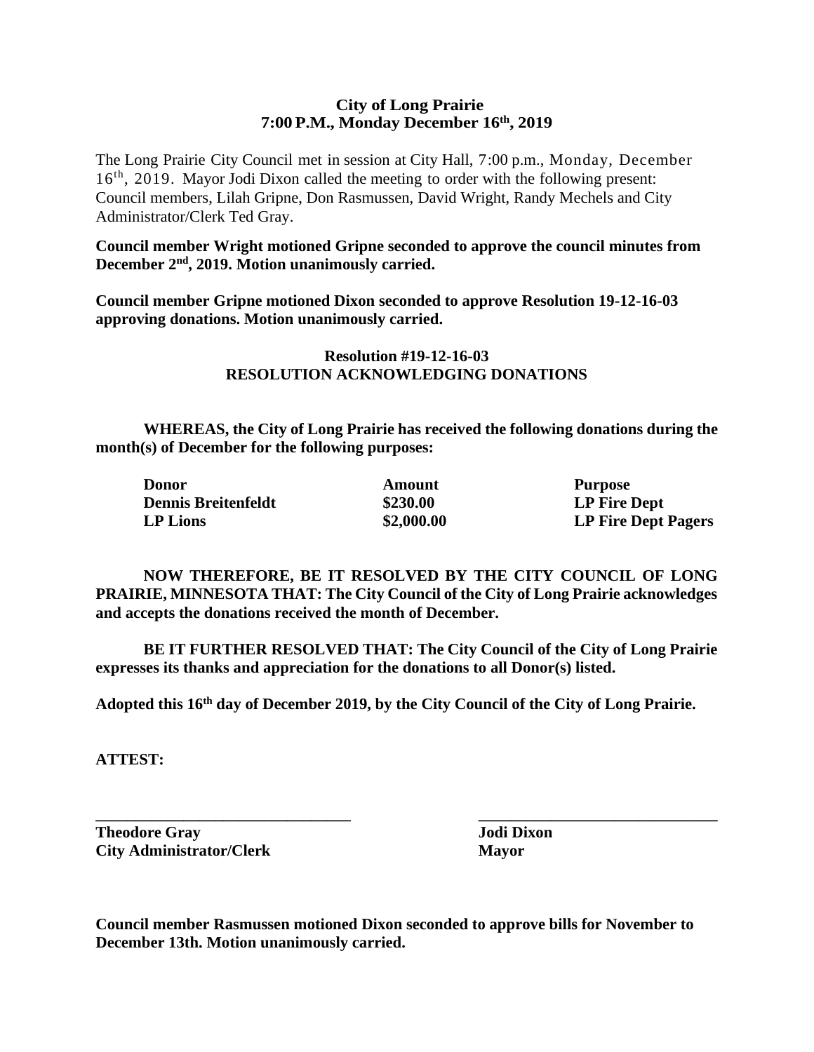**City of Long Prairie**
**7:00 P.M., Monday December 16th, 2019**

The Long Prairie City Council met in session at City Hall, 7:00 p.m., Monday, December 16th, 2019. Mayor Jodi Dixon called the meeting to order with the following present: Council members, Lilah Gripne, Don Rasmussen, David Wright, Randy Mechels and City Administrator/Clerk Ted Gray.

**Council member Wright motioned Gripne seconded to approve the council minutes from December 2nd, 2019. Motion unanimously carried.**

**Council member Gripne motioned Dixon seconded to approve Resolution 19-12-16-03 approving donations. Motion unanimously carried.**

**Resolution #19-12-16-03**
**RESOLUTION ACKNOWLEDGING DONATIONS**

**WHEREAS, the City of Long Prairie has received the following donations during the month(s) of December for the following purposes:**

| Donor | Amount | Purpose |
|---|---|---|
| Dennis Breitenfeldt | $230.00 | LP Fire Dept |
| LP Lions | $2,000.00 | LP Fire Dept Pagers |

**NOW THEREFORE, BE IT RESOLVED BY THE CITY COUNCIL OF LONG PRAIRIE, MINNESOTA THAT: The City Council of the City of Long Prairie acknowledges and accepts the donations received the month of December.**

**BE IT FURTHER RESOLVED THAT: The City Council of the City of Long Prairie expresses its thanks and appreciation for the donations to all Donor(s) listed.**

**Adopted this 16th day of December 2019, by the City Council of the City of Long Prairie.**

**ATTEST:**

\_\_\_\_\_\_\_\_\_\_\_\_\_\_\_\_\_\_\_\_\_\_\_\_\_\_\_\_\_\_ \_\_\_\_\_\_\_\_\_\_\_\_\_\_\_\_\_\_\_\_\_\_\_\_\_\_\_\_\_\_

**Theodore Gray** **Jodi Dixon**
**City Administrator/Clerk** **Mayor**

**Council member Rasmussen motioned Dixon seconded to approve bills for November to December 13th. Motion unanimously carried.**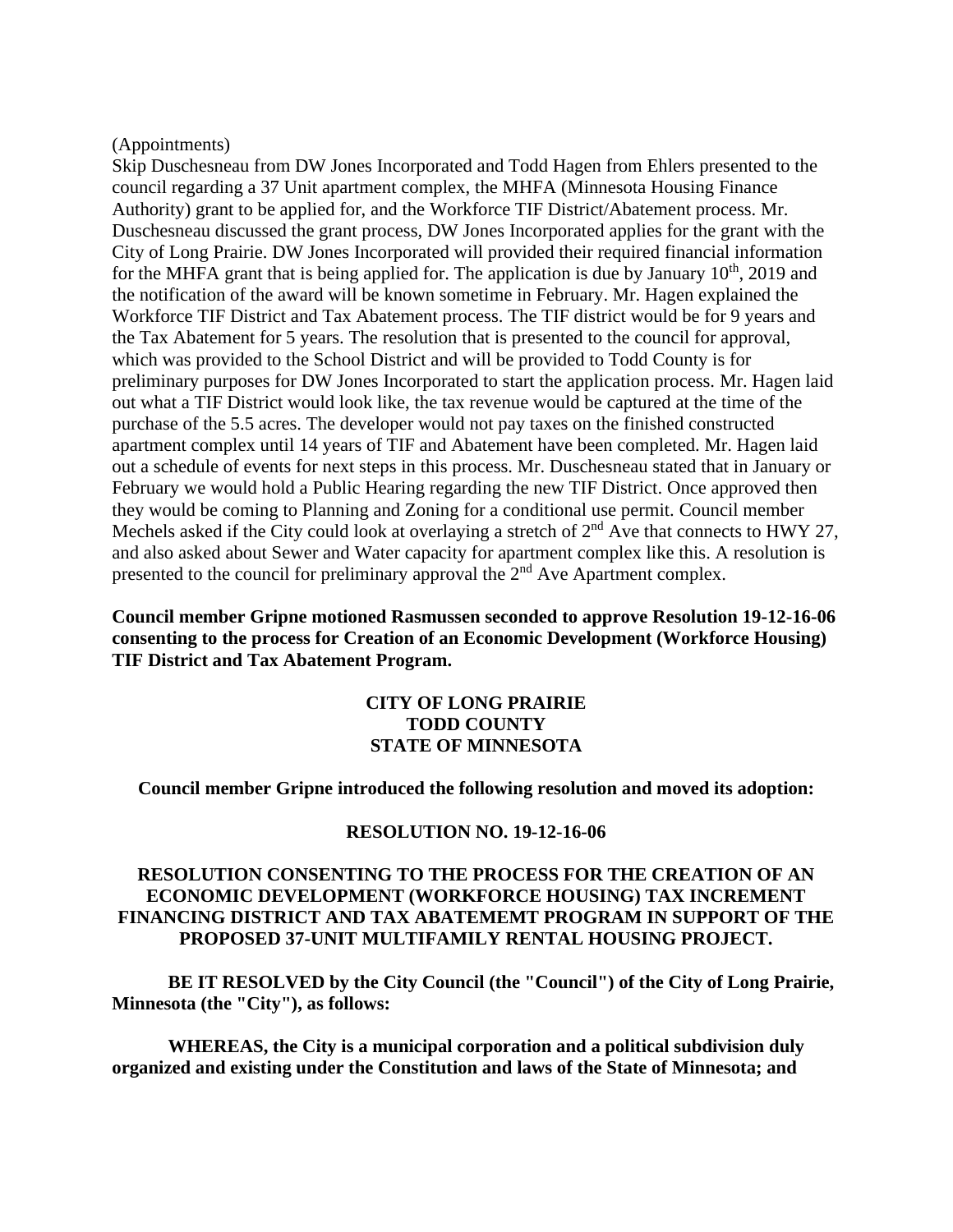(Appointments)

Skip Duschesneau from DW Jones Incorporated and Todd Hagen from Ehlers presented to the council regarding a 37 Unit apartment complex, the MHFA (Minnesota Housing Finance Authority) grant to be applied for, and the Workforce TIF District/Abatement process. Mr. Duschesneau discussed the grant process, DW Jones Incorporated applies for the grant with the City of Long Prairie. DW Jones Incorporated will provided their required financial information for the MHFA grant that is being applied for. The application is due by January 10th, 2019 and the notification of the award will be known sometime in February. Mr. Hagen explained the Workforce TIF District and Tax Abatement process. The TIF district would be for 9 years and the Tax Abatement for 5 years. The resolution that is presented to the council for approval, which was provided to the School District and will be provided to Todd County is for preliminary purposes for DW Jones Incorporated to start the application process. Mr. Hagen laid out what a TIF District would look like, the tax revenue would be captured at the time of the purchase of the 5.5 acres. The developer would not pay taxes on the finished constructed apartment complex until 14 years of TIF and Abatement have been completed. Mr. Hagen laid out a schedule of events for next steps in this process. Mr. Duschesneau stated that in January or February we would hold a Public Hearing regarding the new TIF District. Once approved then they would be coming to Planning and Zoning for a conditional use permit. Council member Mechels asked if the City could look at overlaying a stretch of 2nd Ave that connects to HWY 27, and also asked about Sewer and Water capacity for apartment complex like this. A resolution is presented to the council for preliminary approval the 2nd Ave Apartment complex.

**Council member Gripne motioned Rasmussen seconded to approve Resolution 19-12-16-06 consenting to the process for Creation of an Economic Development (Workforce Housing) TIF District and Tax Abatement Program.**

**CITY OF LONG PRAIRIE**
**TODD COUNTY**
**STATE OF MINNESOTA**

**Council member Gripne introduced the following resolution and moved its adoption:**

**RESOLUTION NO. 19-12-16-06**

**RESOLUTION CONSENTING TO THE PROCESS FOR THE CREATION OF AN ECONOMIC DEVELOPMENT (WORKFORCE HOUSING) TAX INCREMENT FINANCING DISTRICT AND TAX ABATEMEMT PROGRAM IN SUPPORT OF THE PROPOSED 37-UNIT MULTIFAMILY RENTAL HOUSING PROJECT.**

**BE IT RESOLVED by the City Council (the "Council") of the City of Long Prairie, Minnesota (the "City"), as follows:**

**WHEREAS, the City is a municipal corporation and a political subdivision duly organized and existing under the Constitution and laws of the State of Minnesota; and**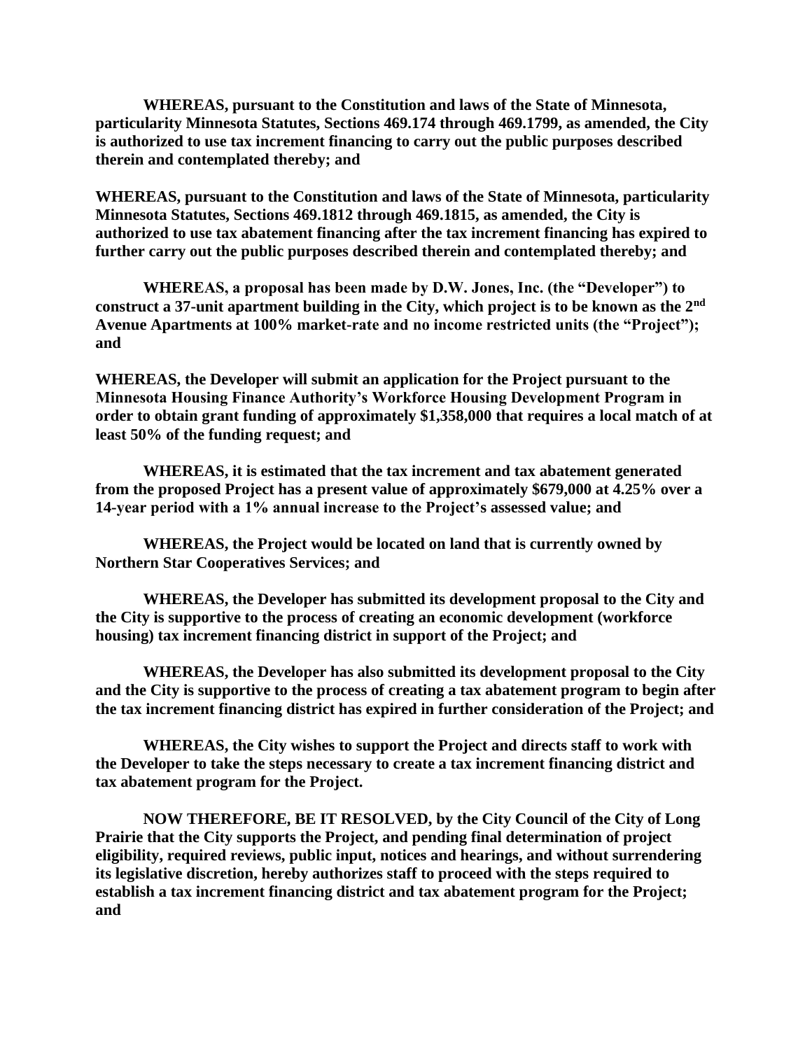**WHEREAS, pursuant to the Constitution and laws of the State of Minnesota, particularity Minnesota Statutes, Sections 469.174 through 469.1799, as amended, the City is authorized to use tax increment financing to carry out the public purposes described therein and contemplated thereby; and**

**WHEREAS, pursuant to the Constitution and laws of the State of Minnesota, particularity Minnesota Statutes, Sections 469.1812 through 469.1815, as amended, the City is authorized to use tax abatement financing after the tax increment financing has expired to further carry out the public purposes described therein and contemplated thereby; and**

**WHEREAS, a proposal has been made by D.W. Jones, Inc. (the "Developer") to construct a 37-unit apartment building in the City, which project is to be known as the 2nd Avenue Apartments at 100% market-rate and no income restricted units (the "Project"); and**

**WHEREAS, the Developer will submit an application for the Project pursuant to the Minnesota Housing Finance Authority's Workforce Housing Development Program in order to obtain grant funding of approximately $1,358,000 that requires a local match of at least 50% of the funding request; and**

**WHEREAS, it is estimated that the tax increment and tax abatement generated from the proposed Project has a present value of approximately $679,000 at 4.25% over a 14-year period with a 1% annual increase to the Project's assessed value; and**

**WHEREAS, the Project would be located on land that is currently owned by Northern Star Cooperatives Services; and**

**WHEREAS, the Developer has submitted its development proposal to the City and the City is supportive to the process of creating an economic development (workforce housing) tax increment financing district in support of the Project; and**

**WHEREAS, the Developer has also submitted its development proposal to the City and the City is supportive to the process of creating a tax abatement program to begin after the tax increment financing district has expired in further consideration of the Project; and**

**WHEREAS, the City wishes to support the Project and directs staff to work with the Developer to take the steps necessary to create a tax increment financing district and tax abatement program for the Project.**

**NOW THEREFORE, BE IT RESOLVED, by the City Council of the City of Long Prairie that the City supports the Project, and pending final determination of project eligibility, required reviews, public input, notices and hearings, and without surrendering its legislative discretion, hereby authorizes staff to proceed with the steps required to establish a tax increment financing district and tax abatement program for the Project; and**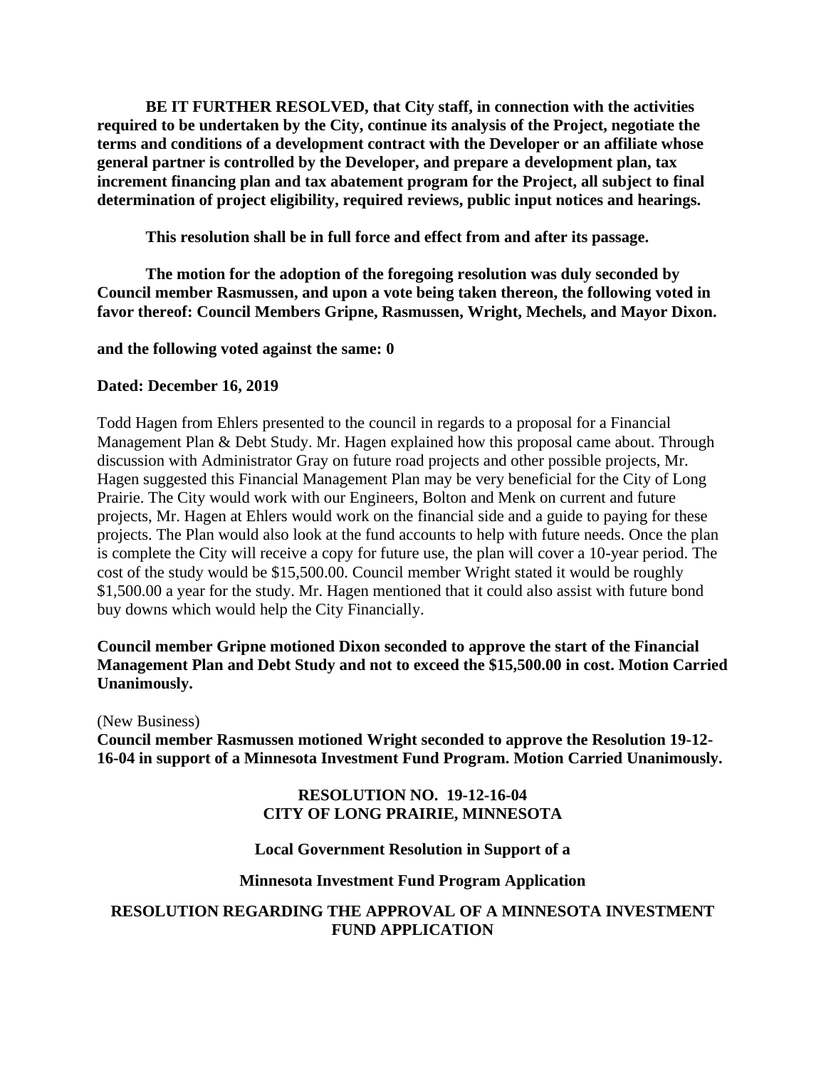**BE IT FURTHER RESOLVED, that City staff, in connection with the activities required to be undertaken by the City, continue its analysis of the Project, negotiate the terms and conditions of a development contract with the Developer or an affiliate whose general partner is controlled by the Developer, and prepare a development plan, tax increment financing plan and tax abatement program for the Project, all subject to final determination of project eligibility, required reviews, public input notices and hearings.**

**This resolution shall be in full force and effect from and after its passage.**

**The motion for the adoption of the foregoing resolution was duly seconded by Council member Rasmussen, and upon a vote being taken thereon, the following voted in favor thereof: Council Members Gripne, Rasmussen, Wright, Mechels, and Mayor Dixon.**

**and the following voted against the same: 0**

**Dated: December 16, 2019**

Todd Hagen from Ehlers presented to the council in regards to a proposal for a Financial Management Plan & Debt Study. Mr. Hagen explained how this proposal came about. Through discussion with Administrator Gray on future road projects and other possible projects, Mr. Hagen suggested this Financial Management Plan may be very beneficial for the City of Long Prairie. The City would work with our Engineers, Bolton and Menk on current and future projects, Mr. Hagen at Ehlers would work on the financial side and a guide to paying for these projects. The Plan would also look at the fund accounts to help with future needs. Once the plan is complete the City will receive a copy for future use, the plan will cover a 10-year period. The cost of the study would be $15,500.00. Council member Wright stated it would be roughly $1,500.00 a year for the study. Mr. Hagen mentioned that it could also assist with future bond buy downs which would help the City Financially.

**Council member Gripne motioned Dixon seconded to approve the start of the Financial Management Plan and Debt Study and not to exceed the $15,500.00 in cost. Motion Carried Unanimously.**

(New Business)

**Council member Rasmussen motioned Wright seconded to approve the Resolution 19-12-16-04 in support of a Minnesota Investment Fund Program. Motion Carried Unanimously.**

**RESOLUTION NO. 19-12-16-04**
**CITY OF LONG PRAIRIE, MINNESOTA**

**Local Government Resolution in Support of a**

**Minnesota Investment Fund Program Application**

**RESOLUTION REGARDING THE APPROVAL OF A MINNESOTA INVESTMENT FUND APPLICATION**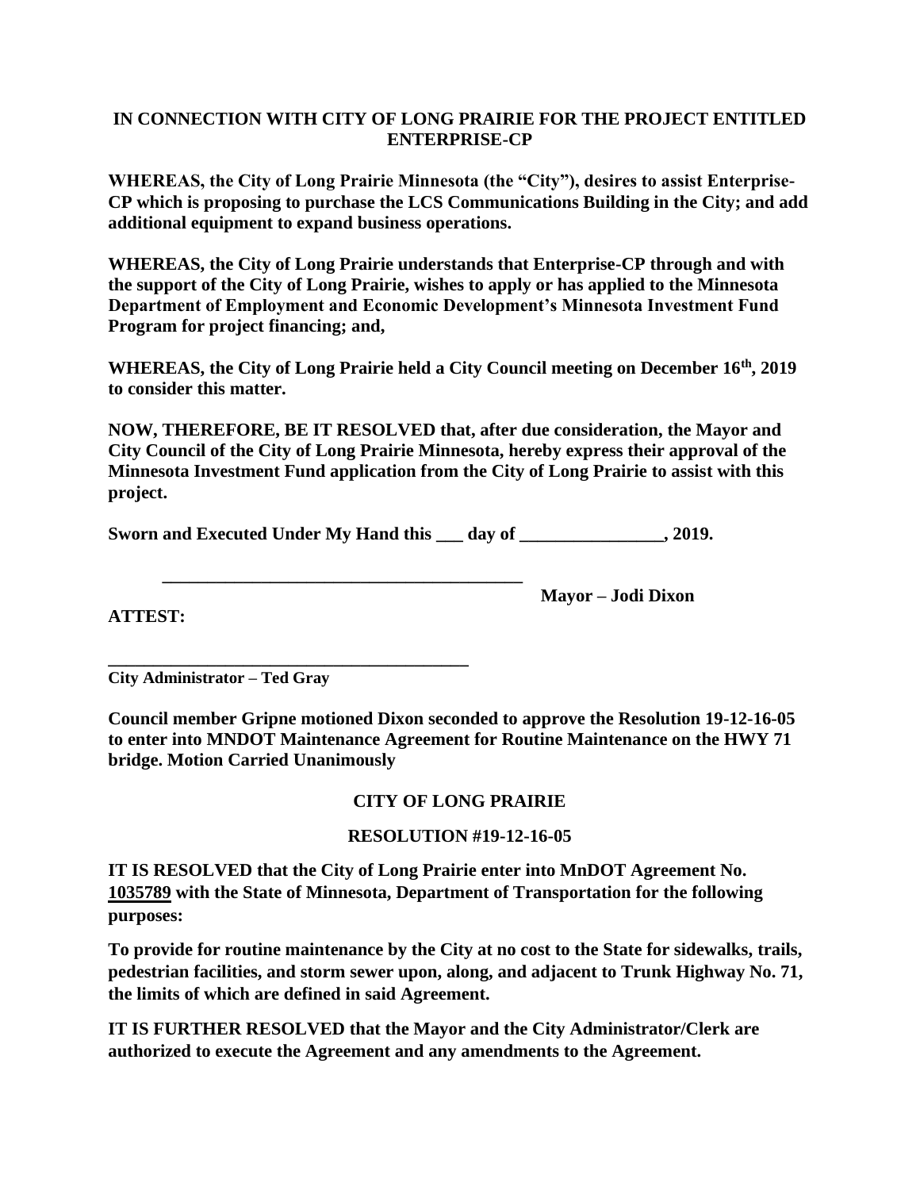**IN CONNECTION WITH CITY OF LONG PRAIRIE FOR THE PROJECT ENTITLED ENTERPRISE-CP**

**WHEREAS, the City of Long Prairie Minnesota (the "City"), desires to assist Enterprise-CP which is proposing to purchase the LCS Communications Building in the City; and add additional equipment to expand business operations.**

**WHEREAS, the City of Long Prairie understands that Enterprise-CP through and with the support of the City of Long Prairie, wishes to apply or has applied to the Minnesota Department of Employment and Economic Development's Minnesota Investment Fund Program for project financing; and,**

**WHEREAS, the City of Long Prairie held a City Council meeting on December 16th, 2019 to consider this matter.**

**NOW, THEREFORE, BE IT RESOLVED that, after due consideration, the Mayor and City Council of the City of Long Prairie Minnesota, hereby express their approval of the Minnesota Investment Fund application from the City of Long Prairie to assist with this project.**

**Sworn and Executed Under My Hand this ___ day of ________________, 2019.**

**_________________________________________**

**Mayor – Jodi Dixon**

**ATTEST:**

**_________________________________________**

**City Administrator – Ted Gray**

**Council member Gripne motioned Dixon seconded to approve the Resolution 19-12-16-05 to enter into MNDOT Maintenance Agreement for Routine Maintenance on the HWY 71 bridge. Motion Carried Unanimously**

**CITY OF LONG PRAIRIE**

**RESOLUTION #19-12-16-05**

**IT IS RESOLVED that the City of Long Prairie enter into MnDOT Agreement No. 1035789 with the State of Minnesota, Department of Transportation for the following purposes:**

**To provide for routine maintenance by the City at no cost to the State for sidewalks, trails, pedestrian facilities, and storm sewer upon, along, and adjacent to Trunk Highway No. 71, the limits of which are defined in said Agreement.**

**IT IS FURTHER RESOLVED that the Mayor and the City Administrator/Clerk are authorized to execute the Agreement and any amendments to the Agreement.**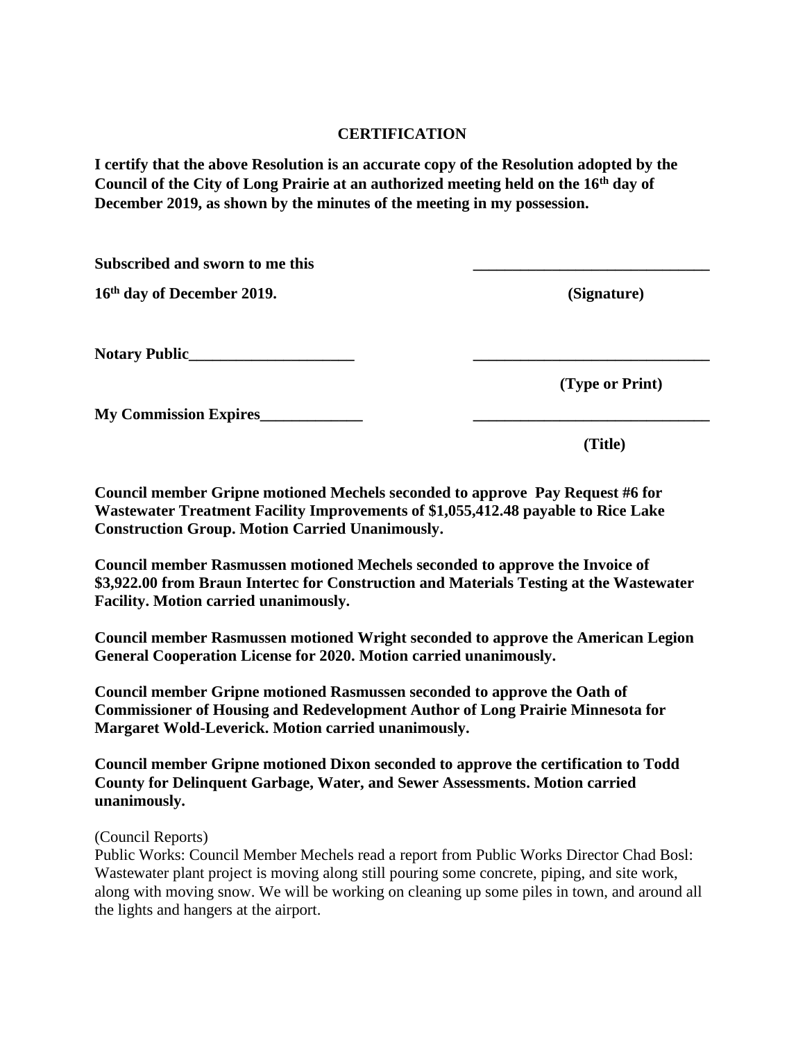**CERTIFICATION**

**I certify that the above Resolution is an accurate copy of the Resolution adopted by the Council of the City of Long Prairie at an authorized meeting held on the 16th day of December 2019, as shown by the minutes of the meeting in my possession.**

**Subscribed and sworn to me this** \_\_\_\_\_\_\_\_\_\_\_\_\_\_\_\_\_\_\_\_\_\_\_\_\_\_\_\_\_\_

**16th day of December 2019.** **(Signature)**

**Notary Public**\_\_\_\_\_\_\_\_\_\_\_\_\_\_\_\_\_\_\_\_\_ \_\_\_\_\_\_\_\_\_\_\_\_\_\_\_\_\_\_\_\_\_\_\_\_\_\_\_\_\_\_

**(Type or Print)**

**My Commission Expires**\_\_\_\_\_\_\_\_\_\_\_\_\_ \_\_\_\_\_\_\_\_\_\_\_\_\_\_\_\_\_\_\_\_\_\_\_\_\_\_\_\_\_\_

**(Title)**

**Council member Gripne motioned Mechels seconded to approve Pay Request #6 for Wastewater Treatment Facility Improvements of $1,055,412.48 payable to Rice Lake Construction Group. Motion Carried Unanimously.**

**Council member Rasmussen motioned Mechels seconded to approve the Invoice of $3,922.00 from Braun Intertec for Construction and Materials Testing at the Wastewater Facility. Motion carried unanimously.**

**Council member Rasmussen motioned Wright seconded to approve the American Legion General Cooperation License for 2020. Motion carried unanimously.**

**Council member Gripne motioned Rasmussen seconded to approve the Oath of Commissioner of Housing and Redevelopment Author of Long Prairie Minnesota for Margaret Wold-Leverick. Motion carried unanimously.**

**Council member Gripne motioned Dixon seconded to approve the certification to Todd County for Delinquent Garbage, Water, and Sewer Assessments. Motion carried unanimously.**

(Council Reports)
Public Works: Council Member Mechels read a report from Public Works Director Chad Bosl: Wastewater plant project is moving along still pouring some concrete, piping, and site work, along with moving snow. We will be working on cleaning up some piles in town, and around all the lights and hangers at the airport.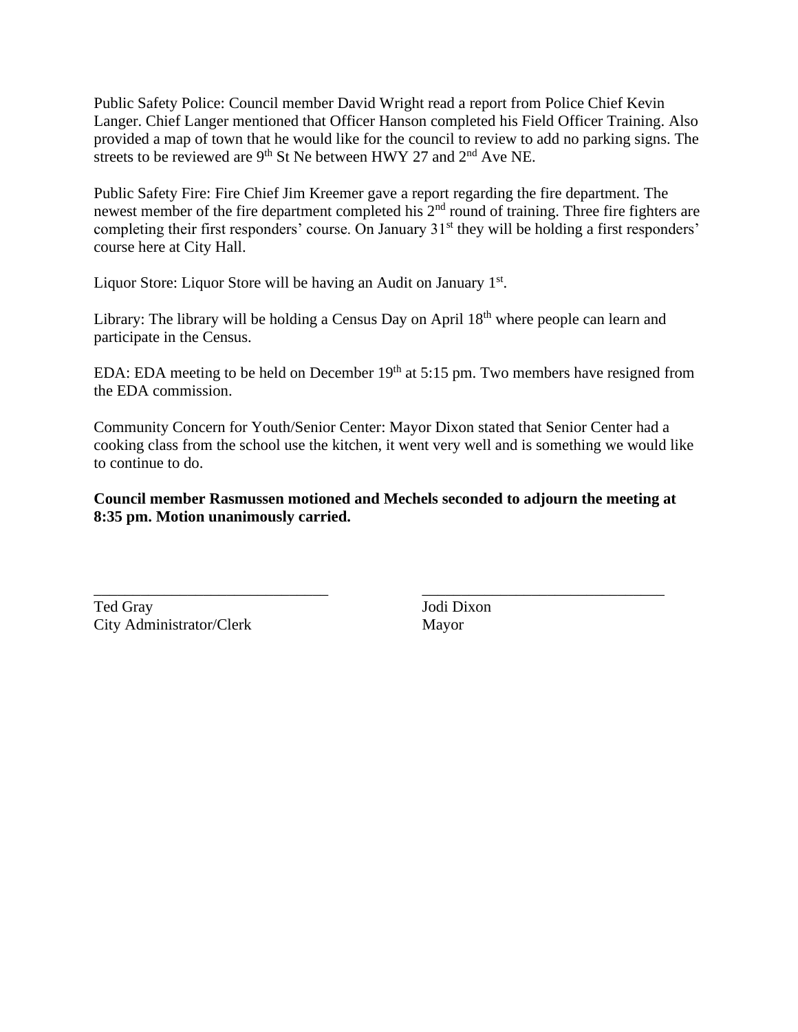Public Safety Police: Council member David Wright read a report from Police Chief Kevin Langer. Chief Langer mentioned that Officer Hanson completed his Field Officer Training. Also provided a map of town that he would like for the council to review to add no parking signs. The streets to be reviewed are 9th St Ne between HWY 27 and 2nd Ave NE.

Public Safety Fire: Fire Chief Jim Kreemer gave a report regarding the fire department. The newest member of the fire department completed his 2nd round of training. Three fire fighters are completing their first responders' course. On January 31st they will be holding a first responders' course here at City Hall.

Liquor Store: Liquor Store will be having an Audit on January 1st.

Library: The library will be holding a Census Day on April 18th where people can learn and participate in the Census.

EDA: EDA meeting to be held on December 19th at 5:15 pm. Two members have resigned from the EDA commission.

Community Concern for Youth/Senior Center: Mayor Dixon stated that Senior Center had a cooking class from the school use the kitchen, it went very well and is something we would like to continue to do.

**Council member Rasmussen motioned and Mechels seconded to adjourn the meeting at 8:35 pm. Motion unanimously carried.**

| | |
|---|---|
| ______________________________ | ______________________________ |
| Ted Gray | Jodi Dixon |
| City Administrator/Clerk | Mayor |